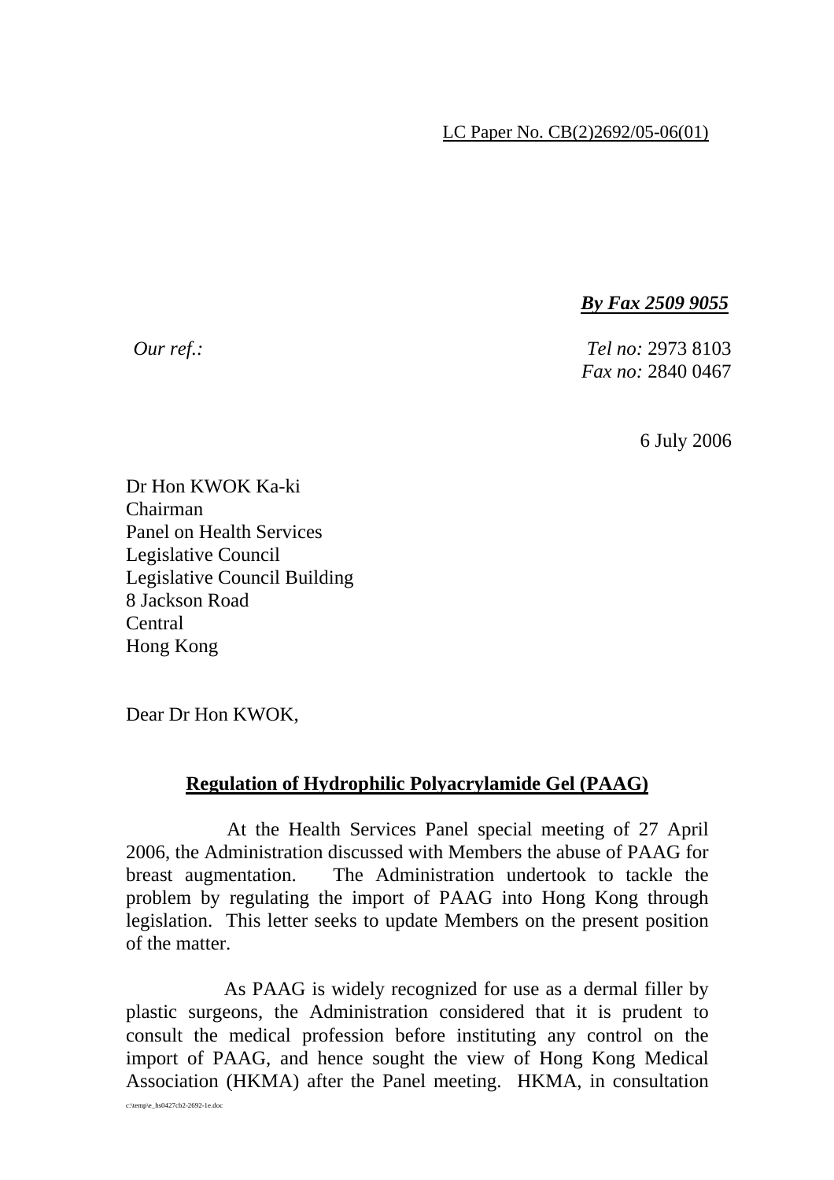LC Paper No. CB(2)2692/05-06(01)

***By Fax 2509 9055***

*Our ref.:* *Tel no:* 2973 8103
*Fax no:* 2840 0467

6 July 2006

Dr Hon KWOK Ka-ki
Chairman
Panel on Health Services
Legislative Council
Legislative Council Building
8 Jackson Road
Central
Hong Kong

Dear Dr Hon KWOK,

**Regulation of Hydrophilic Polyacrylamide Gel (PAAG)**

At the Health Services Panel special meeting of 27 April 2006, the Administration discussed with Members the abuse of PAAG for breast augmentation. The Administration undertook to tackle the problem by regulating the import of PAAG into Hong Kong through legislation. This letter seeks to update Members on the present position of the matter.

As PAAG is widely recognized for use as a dermal filler by plastic surgeons, the Administration considered that it is prudent to consult the medical profession before instituting any control on the import of PAAG, and hence sought the view of Hong Kong Medical Association (HKMA) after the Panel meeting. HKMA, in consultation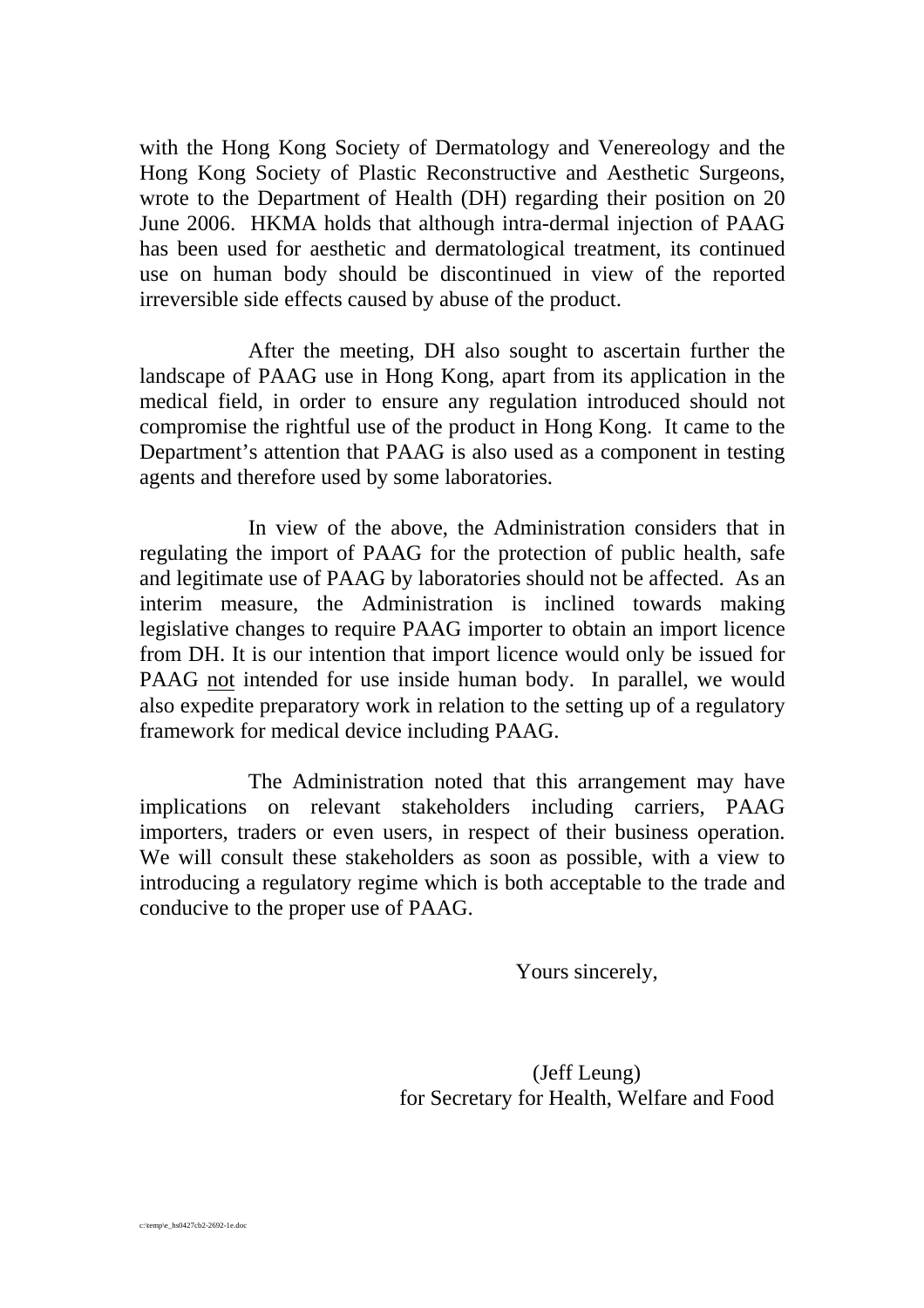with the Hong Kong Society of Dermatology and Venereology and the Hong Kong Society of Plastic Reconstructive and Aesthetic Surgeons, wrote to the Department of Health (DH) regarding their position on 20 June 2006. HKMA holds that although intra-dermal injection of PAAG has been used for aesthetic and dermatological treatment, its continued use on human body should be discontinued in view of the reported irreversible side effects caused by abuse of the product.

After the meeting, DH also sought to ascertain further the landscape of PAAG use in Hong Kong, apart from its application in the medical field, in order to ensure any regulation introduced should not compromise the rightful use of the product in Hong Kong. It came to the Department's attention that PAAG is also used as a component in testing agents and therefore used by some laboratories.

In view of the above, the Administration considers that in regulating the import of PAAG for the protection of public health, safe and legitimate use of PAAG by laboratories should not be affected. As an interim measure, the Administration is inclined towards making legislative changes to require PAAG importer to obtain an import licence from DH. It is our intention that import licence would only be issued for PAAG <u>not</u> intended for use inside human body. In parallel, we would also expedite preparatory work in relation to the setting up of a regulatory framework for medical device including PAAG.

The Administration noted that this arrangement may have implications on relevant stakeholders including carriers, PAAG importers, traders or even users, in respect of their business operation. We will consult these stakeholders as soon as possible, with a view to introducing a regulatory regime which is both acceptable to the trade and conducive to the proper use of PAAG.

Yours sincerely,

(Jeff Leung)
for Secretary for Health, Welfare and Food

c:\temp\e_hs0427cb2-2692-1e.doc